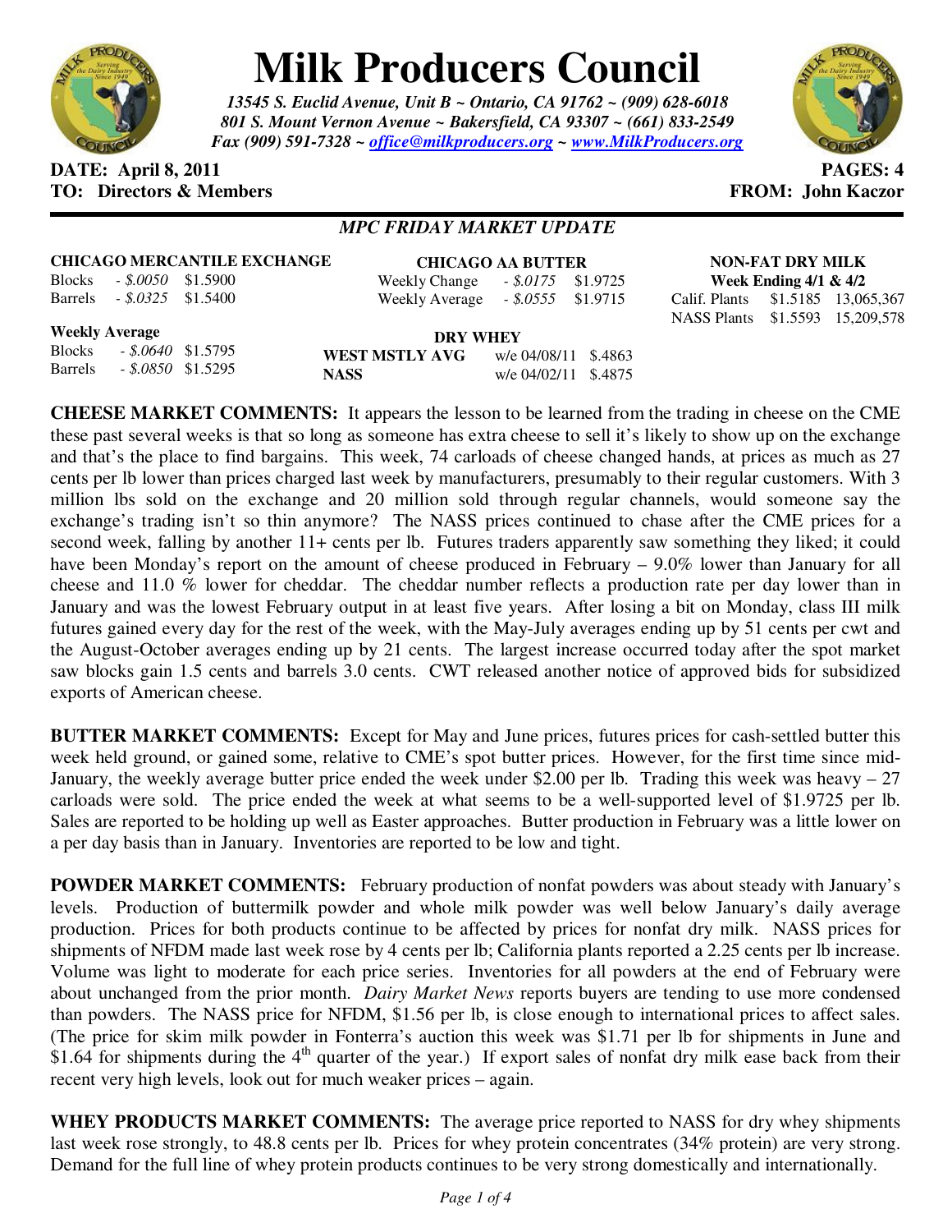# Milk Producers Council

*13545 S. Euclid Avenue, Unit B ~ Ontario, CA 91762 ~ (909) 628-6018*
*801 S. Mount Vernon Avenue ~ Bakersfield, CA 93307 ~ (661) 833-2549*
*Fax (909) 591-7328 ~ office@milkproducers.org ~ www.MilkProducers.org*

**DATE: April 8, 2011** **PAGES: 4**
**TO: Directors & Members** **FROM: John Kaczor**

## *MPC FRIDAY MARKET UPDATE*

**CHICAGO MERCANTILE EXCHANGE**

| | | |
|---|---|---|
| Blocks | *- $.0050* | $1.5900 |
| Barrels | *- $.0325* | $1.5400 |

**Weekly Average**

| | | |
|---|---|---|
| Blocks | *- $.0640* | $1.5795 |
| Barrels | *- $.0850* | $1.5295 |

**CHICAGO AA BUTTER**

| | | |
|---|---|---|
| Weekly Change | *- $.0175* | $1.9725 |
| Weekly Average | *- $.0555* | $1.9715 |

**DRY WHEY**

| | | |
|---|---|---|
| **WEST MSTLY AVG** | w/e 04/08/11 | $.4863 |
| **NASS** | w/e 04/02/11 | $.4875 |

**NON-FAT DRY MILK**
**Week Ending 4/1 & 4/2**

| | | |
|---|---|---|
| Calif. Plants | $1.5185 | 13,065,367 |
| NASS Plants | $1.5593 | 15,209,578 |

**CHEESE MARKET COMMENTS:** It appears the lesson to be learned from the trading in cheese on the CME these past several weeks is that so long as someone has extra cheese to sell it's likely to show up on the exchange and that's the place to find bargains. This week, 74 carloads of cheese changed hands, at prices as much as 27 cents per lb lower than prices charged last week by manufacturers, presumably to their regular customers. With 3 million lbs sold on the exchange and 20 million sold through regular channels, would someone say the exchange's trading isn't so thin anymore? The NASS prices continued to chase after the CME prices for a second week, falling by another 11+ cents per lb. Futures traders apparently saw something they liked; it could have been Monday's report on the amount of cheese produced in February – 9.0% lower than January for all cheese and 11.0 % lower for cheddar. The cheddar number reflects a production rate per day lower than in January and was the lowest February output in at least five years. After losing a bit on Monday, class III milk futures gained every day for the rest of the week, with the May-July averages ending up by 51 cents per cwt and the August-October averages ending up by 21 cents. The largest increase occurred today after the spot market saw blocks gain 1.5 cents and barrels 3.0 cents. CWT released another notice of approved bids for subsidized exports of American cheese.

**BUTTER MARKET COMMENTS:** Except for May and June prices, futures prices for cash-settled butter this week held ground, or gained some, relative to CME's spot butter prices. However, for the first time since mid-January, the weekly average butter price ended the week under $2.00 per lb. Trading this week was heavy – 27 carloads were sold. The price ended the week at what seems to be a well-supported level of $1.9725 per lb. Sales are reported to be holding up well as Easter approaches. Butter production in February was a little lower on a per day basis than in January. Inventories are reported to be low and tight.

**POWDER MARKET COMMENTS:** February production of nonfat powders was about steady with January's levels. Production of buttermilk powder and whole milk powder was well below January's daily average production. Prices for both products continue to be affected by prices for nonfat dry milk. NASS prices for shipments of NFDM made last week rose by 4 cents per lb; California plants reported a 2.25 cents per lb increase. Volume was light to moderate for each price series. Inventories for all powders at the end of February were about unchanged from the prior month. *Dairy Market News* reports buyers are tending to use more condensed than powders. The NASS price for NFDM, $1.56 per lb, is close enough to international prices to affect sales. (The price for skim milk powder in Fonterra's auction this week was $1.71 per lb for shipments in June and $1.64 for shipments during the 4th quarter of the year.) If export sales of nonfat dry milk ease back from their recent very high levels, look out for much weaker prices – again.

**WHEY PRODUCTS MARKET COMMENTS:** The average price reported to NASS for dry whey shipments last week rose strongly, to 48.8 cents per lb. Prices for whey protein concentrates (34% protein) are very strong. Demand for the full line of whey protein products continues to be very strong domestically and internationally.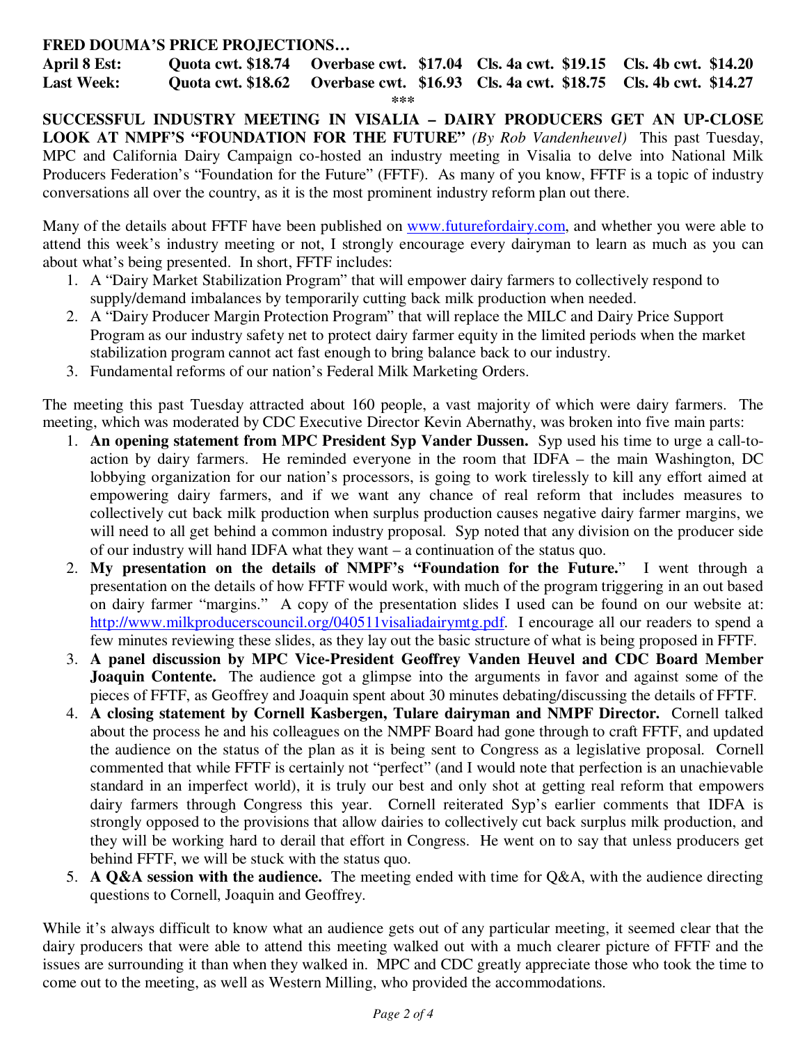**FRED DOUMA'S PRICE PROJECTIONS…**

| | | | | |
|---|---|---|---|---|
| **April 8 Est:** | **Quota cwt. $18.74** | **Overbase cwt. $17.04** | **Cls. 4a cwt. $19.15** | **Cls. 4b cwt. $14.20** |
| **Last Week:** | **Quota cwt. $18.62** | **Overbase cwt. $16.93** | **Cls. 4a cwt. $18.75** | **Cls. 4b cwt. $14.27** |

***

**SUCCESSFUL INDUSTRY MEETING IN VISALIA – DAIRY PRODUCERS GET AN UP-CLOSE LOOK AT NMPF'S "FOUNDATION FOR THE FUTURE"** *(By Rob Vandenheuvel)* This past Tuesday, MPC and California Dairy Campaign co-hosted an industry meeting in Visalia to delve into National Milk Producers Federation's "Foundation for the Future" (FFTF). As many of you know, FFTF is a topic of industry conversations all over the country, as it is the most prominent industry reform plan out there.

Many of the details about FFTF have been published on www.futurefordairy.com, and whether you were able to attend this week's industry meeting or not, I strongly encourage every dairyman to learn as much as you can about what's being presented. In short, FFTF includes:

1. A "Dairy Market Stabilization Program" that will empower dairy farmers to collectively respond to supply/demand imbalances by temporarily cutting back milk production when needed.
2. A "Dairy Producer Margin Protection Program" that will replace the MILC and Dairy Price Support Program as our industry safety net to protect dairy farmer equity in the limited periods when the market stabilization program cannot act fast enough to bring balance back to our industry.
3. Fundamental reforms of our nation's Federal Milk Marketing Orders.

The meeting this past Tuesday attracted about 160 people, a vast majority of which were dairy farmers. The meeting, which was moderated by CDC Executive Director Kevin Abernathy, was broken into five main parts:

1. **An opening statement from MPC President Syp Vander Dussen.** Syp used his time to urge a call-to-action by dairy farmers. He reminded everyone in the room that IDFA – the main Washington, DC lobbying organization for our nation's processors, is going to work tirelessly to kill any effort aimed at empowering dairy farmers, and if we want any chance of real reform that includes measures to collectively cut back milk production when surplus production causes negative dairy farmer margins, we will need to all get behind a common industry proposal. Syp noted that any division on the producer side of our industry will hand IDFA what they want – a continuation of the status quo.
2. **My presentation on the details of NMPF's "Foundation for the Future."** I went through a presentation on the details of how FFTF would work, with much of the program triggering in an out based on dairy farmer "margins." A copy of the presentation slides I used can be found on our website at: http://www.milkproducerscouncil.org/040511visaliadairymtg.pdf. I encourage all our readers to spend a few minutes reviewing these slides, as they lay out the basic structure of what is being proposed in FFTF.
3. **A panel discussion by MPC Vice-President Geoffrey Vanden Heuvel and CDC Board Member Joaquin Contente.** The audience got a glimpse into the arguments in favor and against some of the pieces of FFTF, as Geoffrey and Joaquin spent about 30 minutes debating/discussing the details of FFTF.
4. **A closing statement by Cornell Kasbergen, Tulare dairyman and NMPF Director.** Cornell talked about the process he and his colleagues on the NMPF Board had gone through to craft FFTF, and updated the audience on the status of the plan as it is being sent to Congress as a legislative proposal. Cornell commented that while FFTF is certainly not "perfect" (and I would note that perfection is an unachievable standard in an imperfect world), it is truly our best and only shot at getting real reform that empowers dairy farmers through Congress this year. Cornell reiterated Syp's earlier comments that IDFA is strongly opposed to the provisions that allow dairies to collectively cut back surplus milk production, and they will be working hard to derail that effort in Congress. He went on to say that unless producers get behind FFTF, we will be stuck with the status quo.
5. **A Q&A session with the audience.** The meeting ended with time for Q&A, with the audience directing questions to Cornell, Joaquin and Geoffrey.

While it's always difficult to know what an audience gets out of any particular meeting, it seemed clear that the dairy producers that were able to attend this meeting walked out with a much clearer picture of FFTF and the issues are surrounding it than when they walked in. MPC and CDC greatly appreciate those who took the time to come out to the meeting, as well as Western Milling, who provided the accommodations.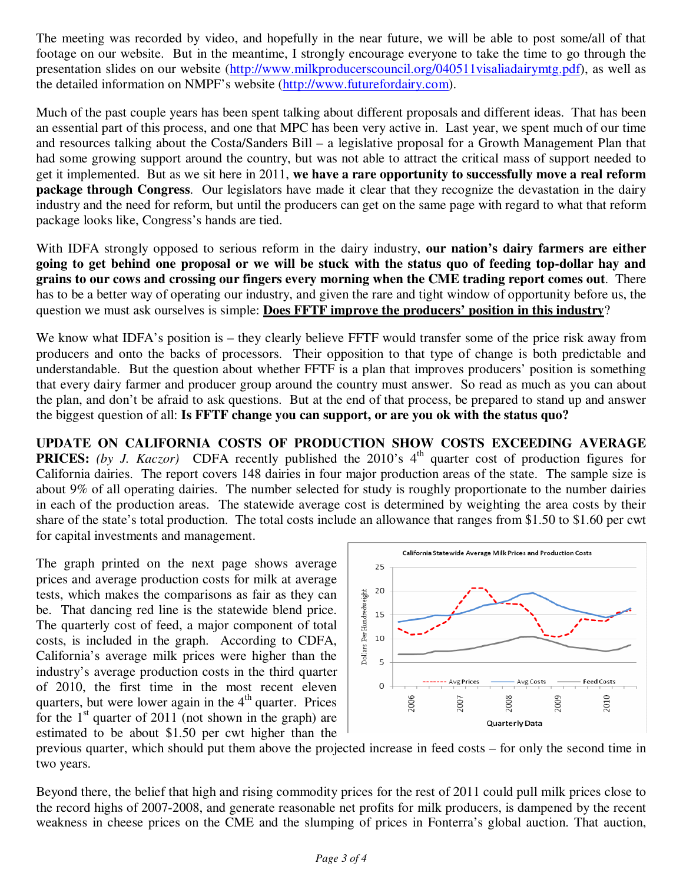The meeting was recorded by video, and hopefully in the near future, we will be able to post some/all of that footage on our website. But in the meantime, I strongly encourage everyone to take the time to go through the presentation slides on our website (http://www.milkproducerscouncil.org/040511visaliadairymtg.pdf), as well as the detailed information on NMPF's website (http://www.futurefordairy.com).

Much of the past couple years has been spent talking about different proposals and different ideas. That has been an essential part of this process, and one that MPC has been very active in. Last year, we spent much of our time and resources talking about the Costa/Sanders Bill – a legislative proposal for a Growth Management Plan that had some growing support around the country, but was not able to attract the critical mass of support needed to get it implemented. But as we sit here in 2011, **we have a rare opportunity to successfully move a real reform package through Congress**. Our legislators have made it clear that they recognize the devastation in the dairy industry and the need for reform, but until the producers can get on the same page with regard to what that reform package looks like, Congress's hands are tied.

With IDFA strongly opposed to serious reform in the dairy industry, **our nation's dairy farmers are either going to get behind one proposal or we will be stuck with the status quo of feeding top-dollar hay and grains to our cows and crossing our fingers every morning when the CME trading report comes out**. There has to be a better way of operating our industry, and given the rare and tight window of opportunity before us, the question we must ask ourselves is simple: <u>**Does FFTF improve the producers' position in this industry**</u>?

We know what IDFA's position is – they clearly believe FFTF would transfer some of the price risk away from producers and onto the backs of processors. Their opposition to that type of change is both predictable and understandable. But the question about whether FFTF is a plan that improves producers' position is something that every dairy farmer and producer group around the country must answer. So read as much as you can about the plan, and don't be afraid to ask questions. But at the end of that process, be prepared to stand up and answer the biggest question of all: **Is FFTF change you can support, or are you ok with the status quo?**

**UPDATE ON CALIFORNIA COSTS OF PRODUCTION SHOW COSTS EXCEEDING AVERAGE PRICES:** *(by J. Kaczor)* CDFA recently published the 2010's 4th quarter cost of production figures for California dairies. The report covers 148 dairies in four major production areas of the state. The sample size is about 9% of all operating dairies. The number selected for study is roughly proportionate to the number dairies in each of the production areas. The statewide average cost is determined by weighting the area costs by their share of the state's total production. The total costs include an allowance that ranges from $1.50 to $1.60 per cwt for capital investments and management.

The graph printed on the next page shows average prices and average production costs for milk at average tests, which makes the comparisons as fair as they can be. That dancing red line is the statewide blend price. The quarterly cost of feed, a major component of total costs, is included in the graph. According to CDFA, California's average milk prices were higher than the industry's average production costs in the third quarter of 2010, the first time in the most recent eleven quarters, but were lower again in the 4th quarter. Prices for the 1st quarter of 2011 (not shown in the graph) are estimated to be about $1.50 per cwt higher than the previous quarter, which should put them above the projected increase in feed costs – for only the second time in two years.

**California Statewide Average Milk Prices and Production Costs**

(Chart: Dollars Per Hundredweight, 0–25, by Quarterly Data 2006–2010; series: Avg Prices, Avg Costs, Feed Costs)

Beyond there, the belief that high and rising commodity prices for the rest of 2011 could pull milk prices close to the record highs of 2007-2008, and generate reasonable net profits for milk producers, is dampened by the recent weakness in cheese prices on the CME and the slumping of prices in Fonterra's global auction. That auction,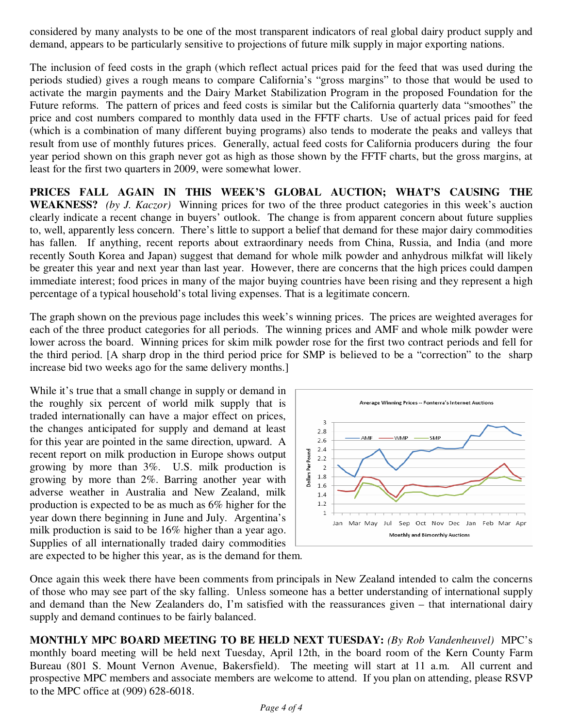considered by many analysts to be one of the most transparent indicators of real global dairy product supply and demand, appears to be particularly sensitive to projections of future milk supply in major exporting nations.

The inclusion of feed costs in the graph (which reflect actual prices paid for the feed that was used during the periods studied) gives a rough means to compare California's "gross margins" to those that would be used to activate the margin payments and the Dairy Market Stabilization Program in the proposed Foundation for the Future reforms. The pattern of prices and feed costs is similar but the California quarterly data "smoothes" the price and cost numbers compared to monthly data used in the FFTF charts. Use of actual prices paid for feed (which is a combination of many different buying programs) also tends to moderate the peaks and valleys that result from use of monthly futures prices. Generally, actual feed costs for California producers during the four year period shown on this graph never got as high as those shown by the FFTF charts, but the gross margins, at least for the first two quarters in 2009, were somewhat lower.

**PRICES FALL AGAIN IN THIS WEEK'S GLOBAL AUCTION; WHAT'S CAUSING THE WEAKNESS?** *(by J. Kaczor)* Winning prices for two of the three product categories in this week's auction clearly indicate a recent change in buyers' outlook. The change is from apparent concern about future supplies to, well, apparently less concern. There's little to support a belief that demand for these major dairy commodities has fallen. If anything, recent reports about extraordinary needs from China, Russia, and India (and more recently South Korea and Japan) suggest that demand for whole milk powder and anhydrous milkfat will likely be greater this year and next year than last year. However, there are concerns that the high prices could dampen immediate interest; food prices in many of the major buying countries have been rising and they represent a high percentage of a typical household's total living expenses. That is a legitimate concern.

The graph shown on the previous page includes this week's winning prices. The prices are weighted averages for each of the three product categories for all periods. The winning prices and AMF and whole milk powder were lower across the board. Winning prices for skim milk powder rose for the first two contract periods and fell for the third period. [A sharp drop in the third period price for SMP is believed to be a "correction" to the sharp increase bid two weeks ago for the same delivery months.]

While it's true that a small change in supply or demand in the roughly six percent of world milk supply that is traded internationally can have a major effect on prices, the changes anticipated for supply and demand at least for this year are pointed in the same direction, upward. A recent report on milk production in Europe shows output growing by more than 3%. U.S. milk production is growing by more than 2%. Barring another year with adverse weather in Australia and New Zealand, milk production is expected to be as much as 6% higher for the year down there beginning in June and July. Argentina's milk production is said to be 16% higher than a year ago. Supplies of all internationally traded dairy commodities are expected to be higher this year, as is the demand for them.

Average Winning Prices -- Fonterra's Internet Auctions

AMF, WMP, SMP

Dollars Per Pound

3, 2.8, 2.6, 2.4, 2.2, 2, 1.8, 1.6, 1.4, 1.2, 1

Jan, Mar, May, Jul, Sep, Oct, Nov, Dec, Jan, Feb, Mar, Apr

Monthly and Bimonthly Auctions

Once again this week there have been comments from principals in New Zealand intended to calm the concerns of those who may see part of the sky falling. Unless someone has a better understanding of international supply and demand than the New Zealanders do, I'm satisfied with the reassurances given – that international dairy supply and demand continues to be fairly balanced.

**MONTHLY MPC BOARD MEETING TO BE HELD NEXT TUESDAY:** *(By Rob Vandenheuvel)* MPC's monthly board meeting will be held next Tuesday, April 12th, in the board room of the Kern County Farm Bureau (801 S. Mount Vernon Avenue, Bakersfield). The meeting will start at 11 a.m. All current and prospective MPC members and associate members are welcome to attend. If you plan on attending, please RSVP to the MPC office at (909) 628-6018.